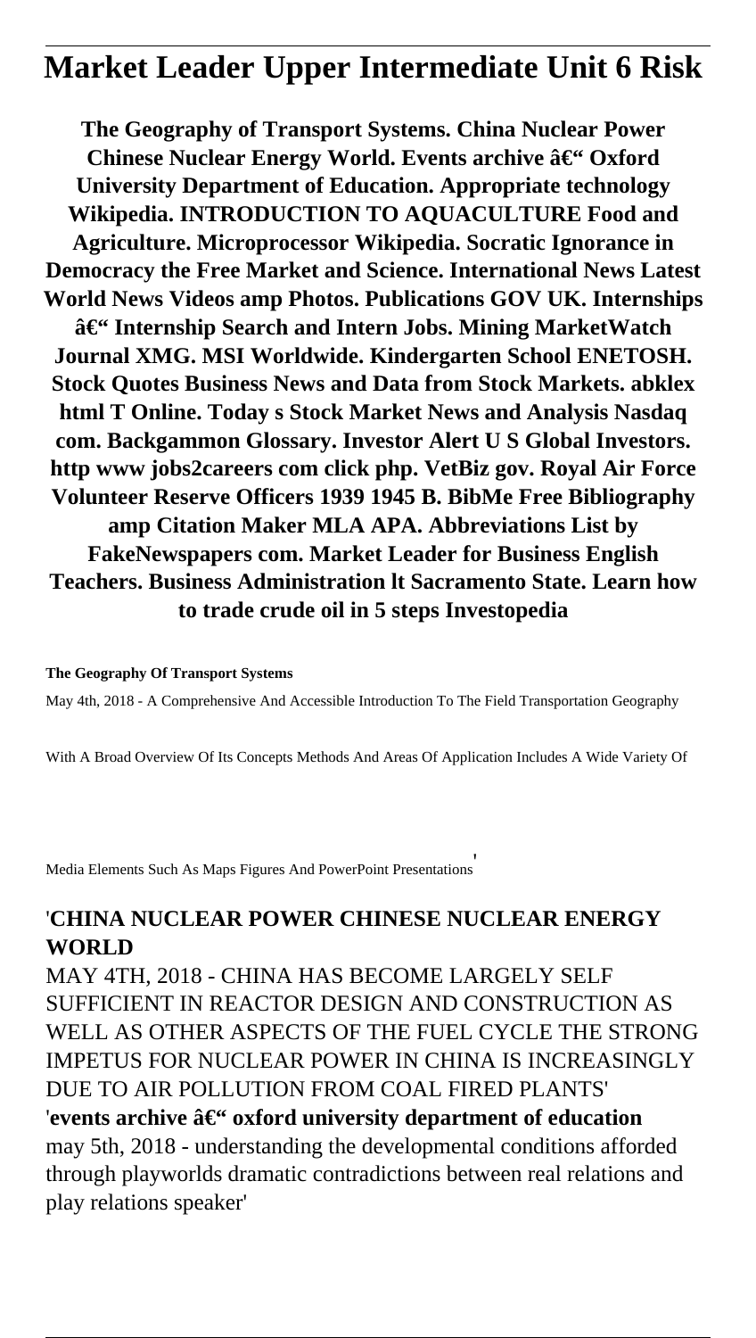# Market Leader Upper Intermediate Unit 6 Risk

**The Geography of Transport Systems. China Nuclear Power Chinese Nuclear Energy World. Events archive â€" Oxford University Department of Education. Appropriate technology Wikipedia. INTRODUCTION TO AQUACULTURE Food and Agriculture. Microprocessor Wikipedia. Socratic Ignorance in Democracy the Free Market and Science. International News Latest World News Videos amp Photos. Publications GOV UK. Internships â€" Internship Search and Intern Jobs. Mining MarketWatch Journal XMG. MSI Worldwide. Kindergarten School ENETOSH. Stock Quotes Business News and Data from Stock Markets. abklex html T Online. Today s Stock Market News and Analysis Nasdaq com. Backgammon Glossary. Investor Alert U S Global Investors. http www jobs2careers com click php. VetBiz gov. Royal Air Force Volunteer Reserve Officers 1939 1945 B. BibMe Free Bibliography amp Citation Maker MLA APA. Abbreviations List by FakeNewspapers com. Market Leader for Business English Teachers. Business Administration lt Sacramento State. Learn how to trade crude oil in 5 steps Investopedia**

**The Geography Of Transport Systems**

May 4th, 2018 - A Comprehensive And Accessible Introduction To The Field Transportation Geography With A Broad Overview Of Its Concepts Methods And Areas Of Application Includes A Wide Variety Of Media Elements Such As Maps Figures And PowerPoint Presentations'

## 'CHINA NUCLEAR POWER CHINESE NUCLEAR ENERGY WORLD

MAY 4TH, 2018 - CHINA HAS BECOME LARGELY SELF SUFFICIENT IN REACTOR DESIGN AND CONSTRUCTION AS WELL AS OTHER ASPECTS OF THE FUEL CYCLE THE STRONG IMPETUS FOR NUCLEAR POWER IN CHINA IS INCREASINGLY DUE TO AIR POLLUTION FROM COAL FIRED PLANTS'

'**events archive â€" oxford university department of education**
may 5th, 2018 - understanding the developmental conditions afforded through playworlds dramatic contradictions between real relations and play relations speaker'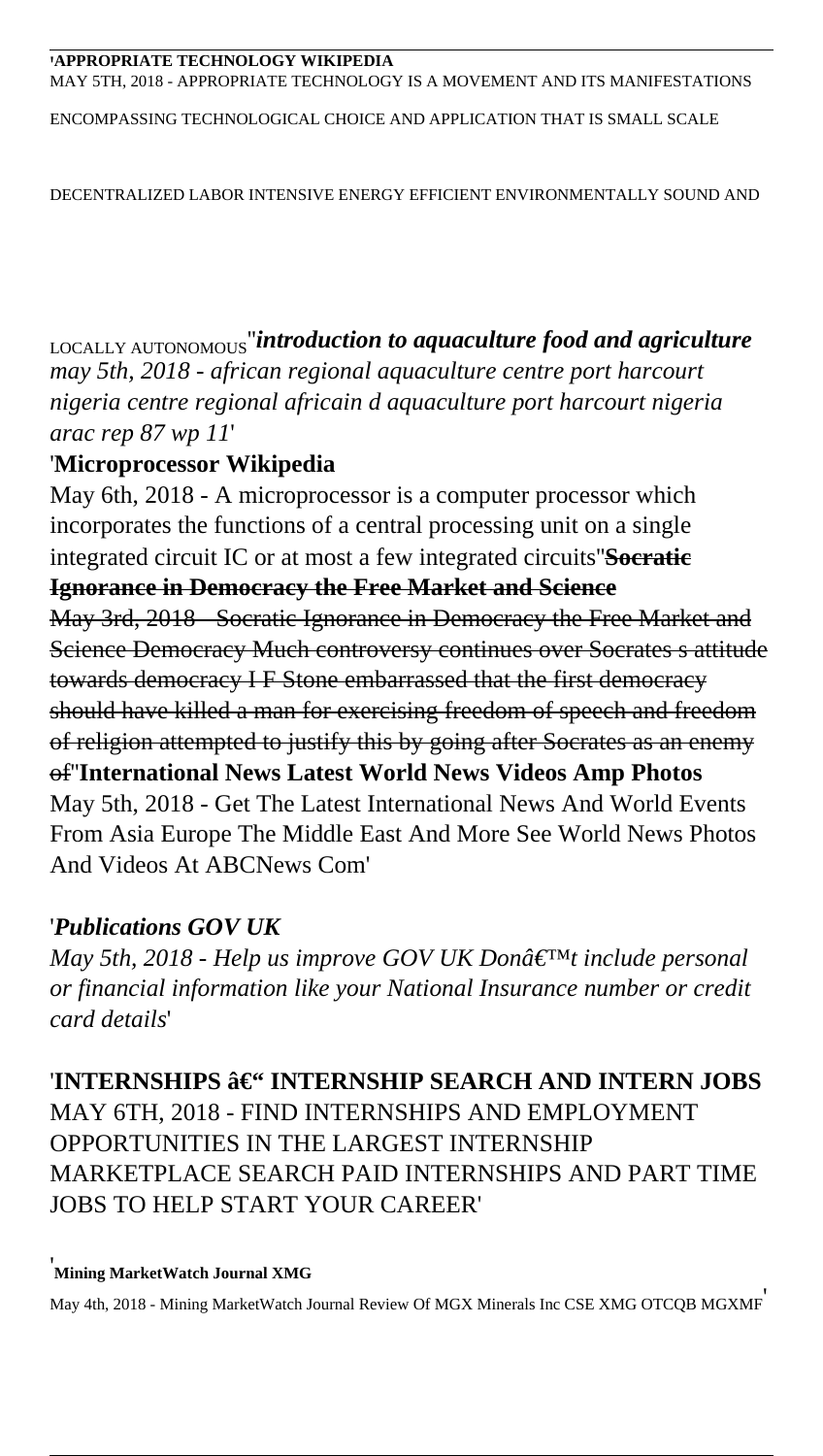'**APPROPRIATE TECHNOLOGY WIKIPEDIA**
MAY 5TH, 2018 - APPROPRIATE TECHNOLOGY IS A MOVEMENT AND ITS MANIFESTATIONS ENCOMPASSING TECHNOLOGICAL CHOICE AND APPLICATION THAT IS SMALL SCALE DECENTRALIZED LABOR INTENSIVE ENERGY EFFICIENT ENVIRONMENTALLY SOUND AND LOCALLY AUTONOMOUS''***introduction to aquaculture food and agriculture***
*may 5th, 2018 - african regional aquaculture centre port harcourt nigeria centre regional africain d aquaculture port harcourt nigeria arac rep 87 wp 11*'

'**Microprocessor Wikipedia**
May 6th, 2018 - A microprocessor is a computer processor which incorporates the functions of a central processing unit on a single integrated circuit IC or at most a few integrated circuits''~~**Socratic Ignorance in Democracy the Free Market and Science**~~
~~May 3rd, 2018 - Socratic Ignorance in Democracy the Free Market and Science Democracy Much controversy continues over Socrates s attitude towards democracy I F Stone embarrassed that the first democracy should have killed a man for exercising freedom of speech and freedom of religion attempted to justify this by going after Socrates as an enemy of~~''**International News Latest World News Videos Amp Photos**
May 5th, 2018 - Get The Latest International News And World Events From Asia Europe The Middle East And More See World News Photos And Videos At ABCNews Com'

'***Publications GOV UK***
*May 5th, 2018 - Help us improve GOV UK Donâ€™t include personal or financial information like your National Insurance number or credit card details*'

'**INTERNSHIPS â€" INTERNSHIP SEARCH AND INTERN JOBS**
MAY 6TH, 2018 - FIND INTERNSHIPS AND EMPLOYMENT OPPORTUNITIES IN THE LARGEST INTERNSHIP MARKETPLACE SEARCH PAID INTERNSHIPS AND PART TIME JOBS TO HELP START YOUR CAREER'

'**Mining MarketWatch Journal XMG**
May 4th, 2018 - Mining MarketWatch Journal Review Of MGX Minerals Inc CSE XMG OTCQB MGXMF'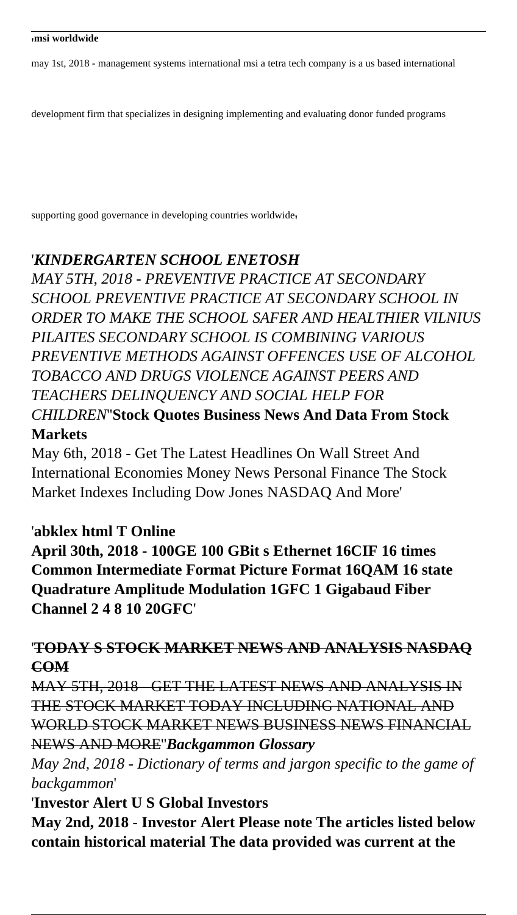'**msi worldwide**

may 1st, 2018 - management systems international msi a tetra tech company is a us based international

development firm that specializes in designing implementing and evaluating donor funded programs

supporting good governance in developing countries worldwide'

'***KINDERGARTEN SCHOOL ENETOSH***

*MAY 5TH, 2018 - PREVENTIVE PRACTICE AT SECONDARY SCHOOL PREVENTIVE PRACTICE AT SECONDARY SCHOOL IN ORDER TO MAKE THE SCHOOL SAFER AND HEALTHIER VILNIUS PILAITES SECONDARY SCHOOL IS COMBINING VARIOUS PREVENTIVE METHODS AGAINST OFFENCES USE OF ALCOHOL TOBACCO AND DRUGS VIOLENCE AGAINST PEERS AND TEACHERS DELINQUENCY AND SOCIAL HELP FOR CHILDREN*''**Stock Quotes Business News And Data From Stock Markets**

May 6th, 2018 - Get The Latest Headlines On Wall Street And International Economies Money News Personal Finance The Stock Market Indexes Including Dow Jones NASDAQ And More'

'**abklex html T Online**

**April 30th, 2018 - 100GE 100 GBit s Ethernet 16CIF 16 times Common Intermediate Format Picture Format 16QAM 16 state Quadrature Amplitude Modulation 1GFC 1 Gigabaud Fiber Channel 2 4 8 10 20GFC**'

'~~**TODAY S STOCK MARKET NEWS AND ANALYSIS NASDAQ COM**~~

~~MAY 5TH, 2018 - GET THE LATEST NEWS AND ANALYSIS IN THE STOCK MARKET TODAY INCLUDING NATIONAL AND WORLD STOCK MARKET NEWS BUSINESS NEWS FINANCIAL NEWS AND MORE~~''***Backgammon Glossary***

*May 2nd, 2018 - Dictionary of terms and jargon specific to the game of backgammon*'

'**Investor Alert U S Global Investors**

**May 2nd, 2018 - Investor Alert Please note The articles listed below contain historical material The data provided was current at the**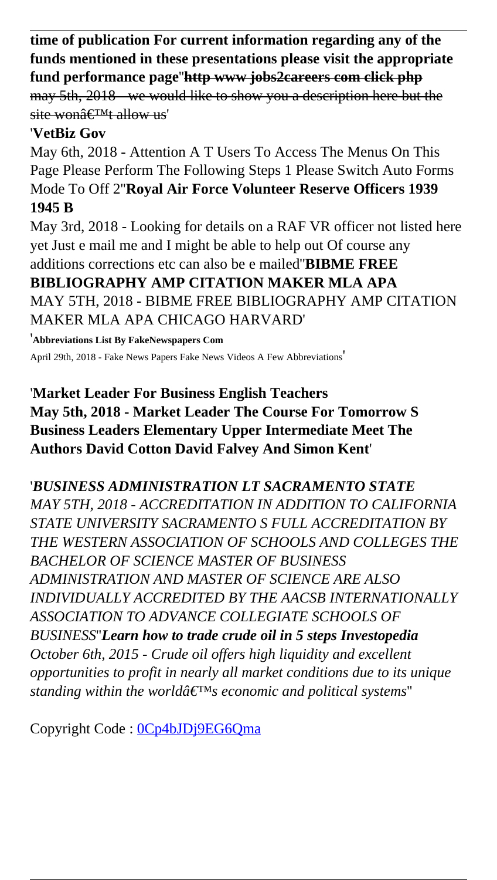**time of publication For current information regarding any of the funds mentioned in these presentations please visit the appropriate fund performance page**''**~~http www jobs2careers com click php~~**
~~may 5th, 2018 - we would like to show you a description here but the site wonâ€™t allow us~~'

'**VetBiz Gov**

May 6th, 2018 - Attention A T Users To Access The Menus On This Page Please Perform The Following Steps 1 Please Switch Auto Forms Mode To Off 2''**Royal Air Force Volunteer Reserve Officers 1939 1945 B**

May 3rd, 2018 - Looking for details on a RAF VR officer not listed here yet Just e mail me and I might be able to help out Of course any additions corrections etc can also be e mailed''**BIBME FREE BIBLIOGRAPHY AMP CITATION MAKER MLA APA**
MAY 5TH, 2018 - BIBME FREE BIBLIOGRAPHY AMP CITATION MAKER MLA APA CHICAGO HARVARD'

'**Abbreviations List By FakeNewspapers Com**
April 29th, 2018 - Fake News Papers Fake News Videos A Few Abbreviations'

'**Market Leader For Business English Teachers**
**May 5th, 2018 - Market Leader The Course For Tomorrow S Business Leaders Elementary Upper Intermediate Meet The Authors David Cotton David Falvey And Simon Kent**'

'***BUSINESS ADMINISTRATION LT SACRAMENTO STATE***
*MAY 5TH, 2018 - ACCREDITATION IN ADDITION TO CALIFORNIA STATE UNIVERSITY SACRAMENTO S FULL ACCREDITATION BY THE WESTERN ASSOCIATION OF SCHOOLS AND COLLEGES THE BACHELOR OF SCIENCE MASTER OF BUSINESS ADMINISTRATION AND MASTER OF SCIENCE ARE ALSO INDIVIDUALLY ACCREDITED BY THE AACSB INTERNATIONALLY ASSOCIATION TO ADVANCE COLLEGIATE SCHOOLS OF BUSINESS*''***Learn how to trade crude oil in 5 steps Investopedia***
*October 6th, 2015 - Crude oil offers high liquidity and excellent opportunities to profit in nearly all market conditions due to its unique standing within the worldâ€™s economic and political systems*''

Copyright Code : 0Cp4bJDj9EG6Qma